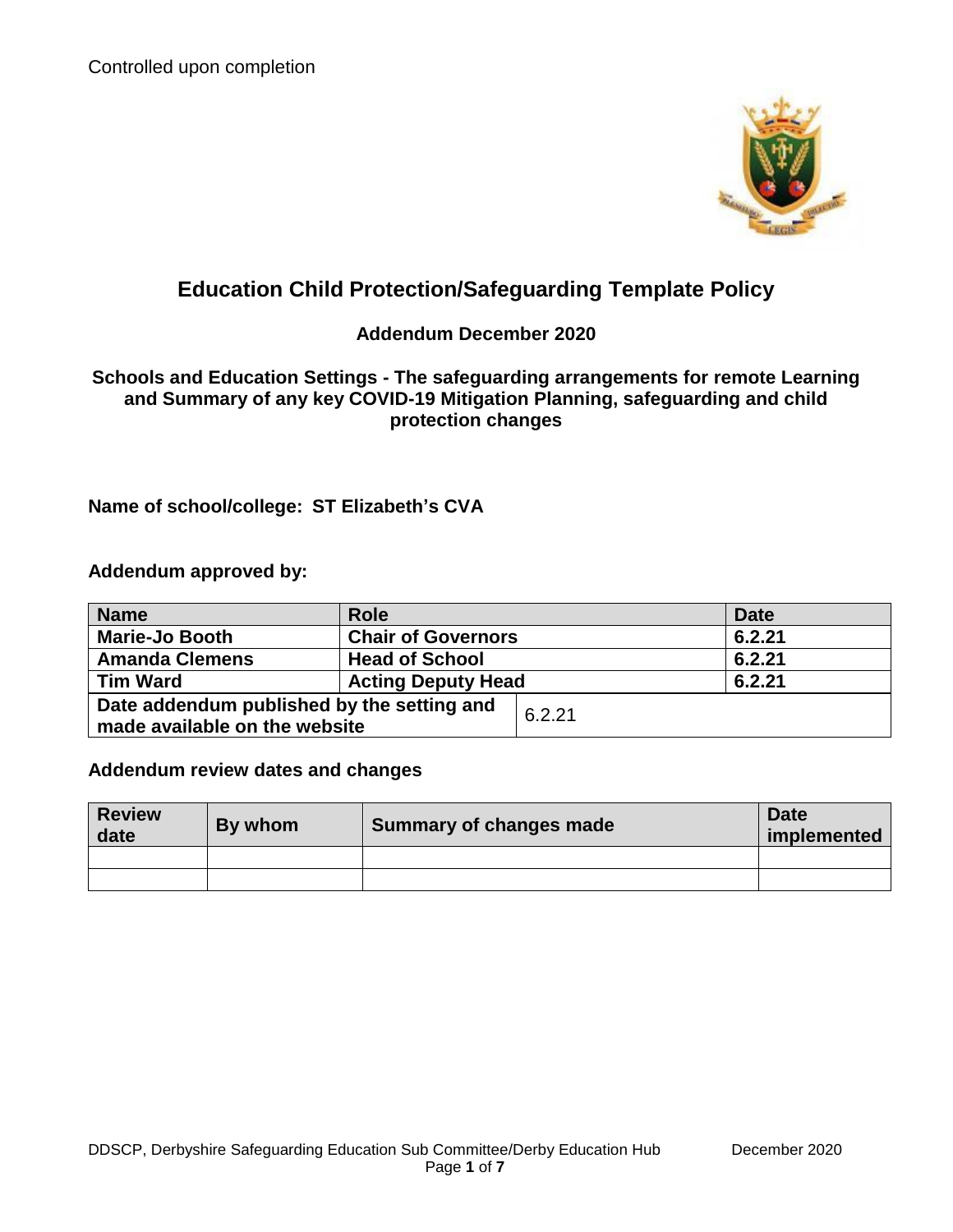Controlled upon completion

# Education Child Protection/Safeguarding Template Policy

## Addendum December 2020

### Schools and Education Settings - The safeguarding arrangements for remote Learning and Summary of any key COVID-19 Mitigation Planning, safeguarding and child protection changes

**Name of school/college: ST Elizabeth's CVA**

**Addendum approved by:**

| Name | Role | Date |
|---|---|---|
| Marie-Jo Booth | Chair of Governors | 6.2.21 |
| Amanda Clemens | Head of School | 6.2.21 |
| Tim Ward | Acting Deputy Head | 6.2.21 |
| Date addendum published by the setting and made available on the website | 6.2.21 | |

**Addendum review dates and changes**

| Review date | By whom | Summary of changes made | Date implemented |
|---|---|---|---|
| | | | |
| | | | |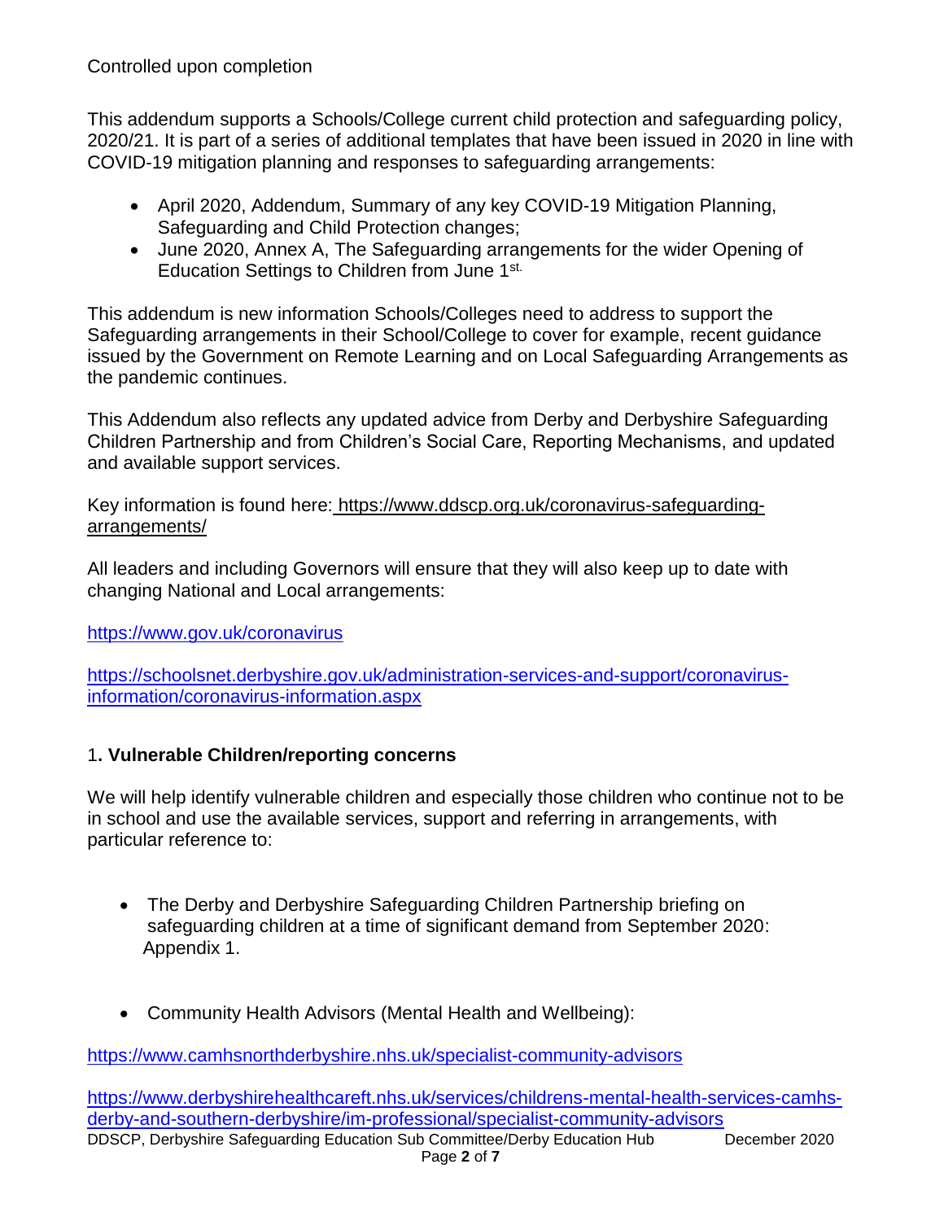Controlled upon completion

This addendum supports a Schools/College current child protection and safeguarding policy, 2020/21. It is part of a series of additional templates that have been issued in 2020 in line with COVID-19 mitigation planning and responses to safeguarding arrangements:

- April 2020, Addendum, Summary of any key COVID-19 Mitigation Planning, Safeguarding and Child Protection changes;
- June 2020, Annex A, The Safeguarding arrangements for the wider Opening of Education Settings to Children from June 1st.

This addendum is new information Schools/Colleges need to address to support the Safeguarding arrangements in their School/College to cover for example, recent guidance issued by the Government on Remote Learning and on Local Safeguarding Arrangements as the pandemic continues.

This Addendum also reflects any updated advice from Derby and Derbyshire Safeguarding Children Partnership and from Children's Social Care, Reporting Mechanisms, and updated and available support services.

Key information is found here: https://www.ddscp.org.uk/coronavirus-safeguarding-arrangements/

All leaders and including Governors will ensure that they will also keep up to date with changing National and Local arrangements:

https://www.gov.uk/coronavirus

https://schoolsnet.derbyshire.gov.uk/administration-services-and-support/coronavirus-information/coronavirus-information.aspx

## 1. Vulnerable Children/reporting concerns

We will help identify vulnerable children and especially those children who continue not to be in school and use the available services, support and referring in arrangements, with particular reference to:

- The Derby and Derbyshire Safeguarding Children Partnership briefing on safeguarding children at a time of significant demand from September 2020: Appendix 1.

- Community Health Advisors (Mental Health and Wellbeing):

https://www.camhsnorthderbyshire.nhs.uk/specialist-community-advisors

https://www.derbyshirehealthcareft.nhs.uk/services/childrens-mental-health-services-camhs-derby-and-southern-derbyshire/im-professional/specialist-community-advisors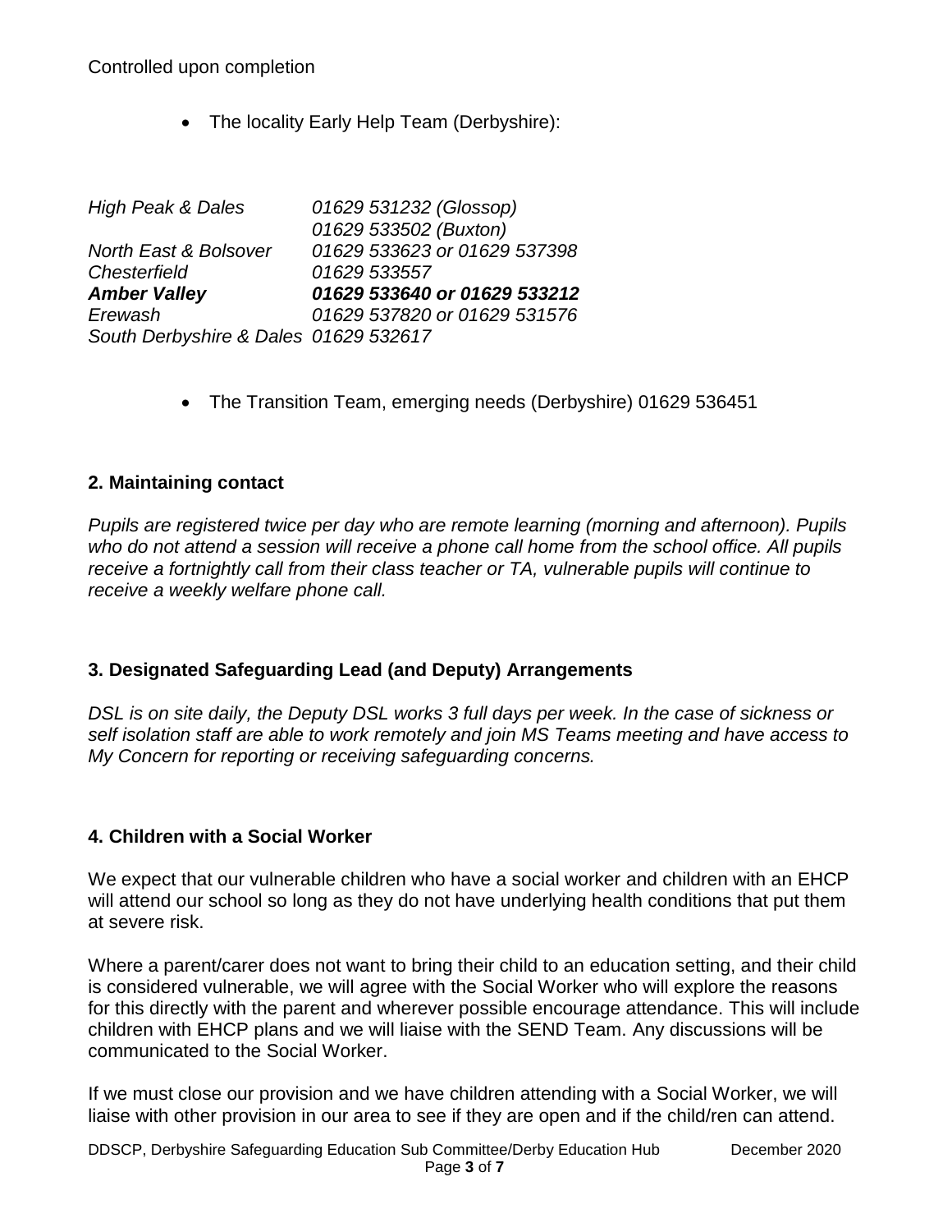Controlled upon completion

- The locality Early Help Team (Derbyshire):

| | |
|---|---|
| *High Peak & Dales* | *01629 531232 (Glossop)* |
| | *01629 533502 (Buxton)* |
| *North East & Bolsover* | *01629 533623 or 01629 537398* |
| *Chesterfield* | *01629 533557* |
| ***Amber Valley*** | ***01629 533640 or 01629 533212*** |
| *Erewash* | *01629 537820 or 01629 531576* |
| *South Derbyshire & Dales* | *01629 532617* |

- The Transition Team, emerging needs (Derbyshire) 01629 536451

## 2. Maintaining contact

*Pupils are registered twice per day who are remote learning (morning and afternoon). Pupils who do not attend a session will receive a phone call home from the school office. All pupils receive a fortnightly call from their class teacher or TA, vulnerable pupils will continue to receive a weekly welfare phone call.*

## 3. Designated Safeguarding Lead (and Deputy) Arrangements

*DSL is on site daily, the Deputy DSL works 3 full days per week. In the case of sickness or self isolation staff are able to work remotely and join MS Teams meeting and have access to My Concern for reporting or receiving safeguarding concerns.*

## 4. Children with a Social Worker

We expect that our vulnerable children who have a social worker and children with an EHCP will attend our school so long as they do not have underlying health conditions that put them at severe risk.

Where a parent/carer does not want to bring their child to an education setting, and their child is considered vulnerable, we will agree with the Social Worker who will explore the reasons for this directly with the parent and wherever possible encourage attendance. This will include children with EHCP plans and we will liaise with the SEND Team. Any discussions will be communicated to the Social Worker.

If we must close our provision and we have children attending with a Social Worker, we will liaise with other provision in our area to see if they are open and if the child/ren can attend.

DDSCP, Derbyshire Safeguarding Education Sub Committee/Derby Education Hub December 2020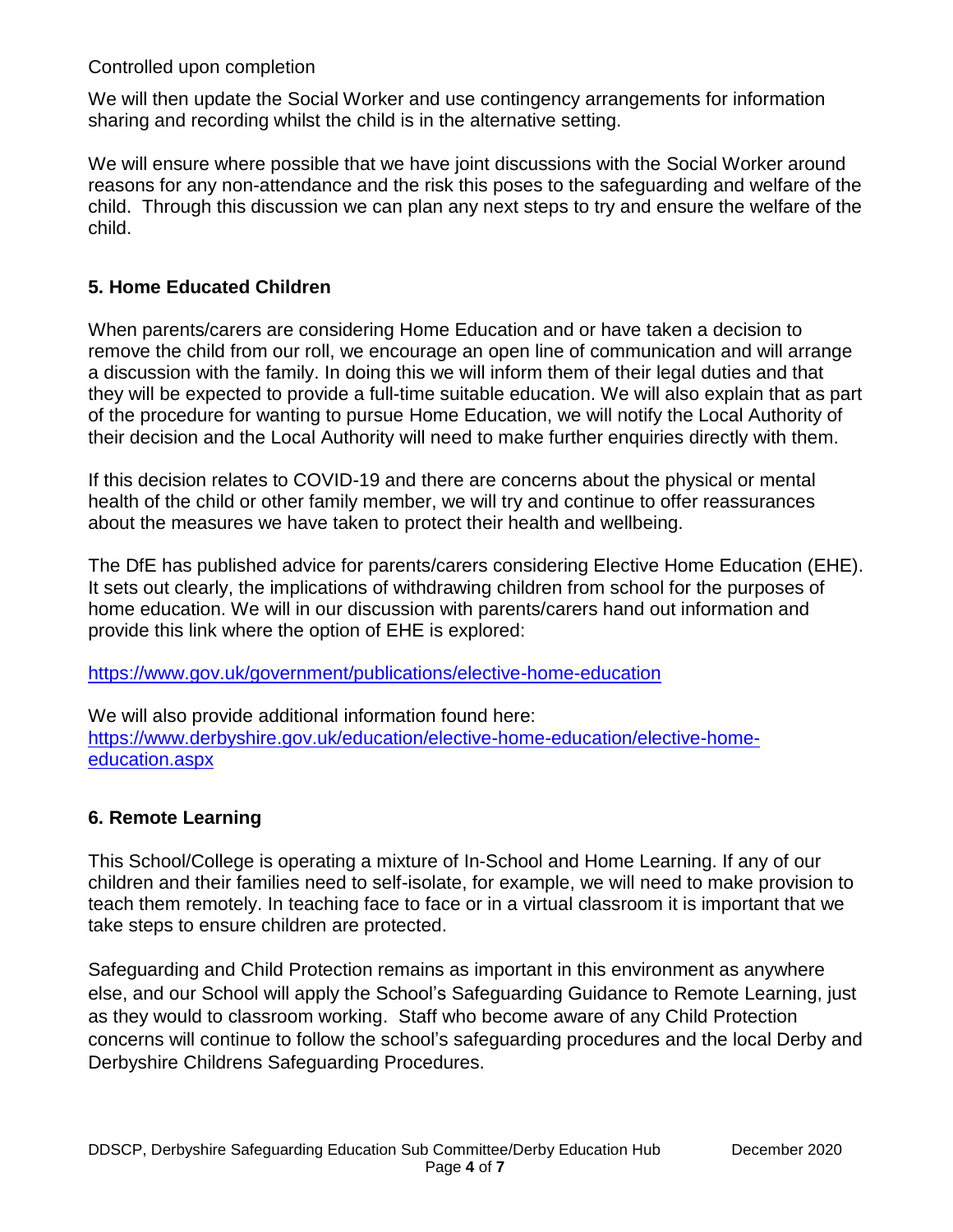Controlled upon completion

We will then update the Social Worker and use contingency arrangements for information sharing and recording whilst the child is in the alternative setting.

We will ensure where possible that we have joint discussions with the Social Worker around reasons for any non-attendance and the risk this poses to the safeguarding and welfare of the child. Through this discussion we can plan any next steps to try and ensure the welfare of the child.

## 5. Home Educated Children

When parents/carers are considering Home Education and or have taken a decision to remove the child from our roll, we encourage an open line of communication and will arrange a discussion with the family. In doing this we will inform them of their legal duties and that they will be expected to provide a full-time suitable education. We will also explain that as part of the procedure for wanting to pursue Home Education, we will notify the Local Authority of their decision and the Local Authority will need to make further enquiries directly with them.

If this decision relates to COVID-19 and there are concerns about the physical or mental health of the child or other family member, we will try and continue to offer reassurances about the measures we have taken to protect their health and wellbeing.

The DfE has published advice for parents/carers considering Elective Home Education (EHE). It sets out clearly, the implications of withdrawing children from school for the purposes of home education. We will in our discussion with parents/carers hand out information and provide this link where the option of EHE is explored:

https://www.gov.uk/government/publications/elective-home-education

We will also provide additional information found here:
https://www.derbyshire.gov.uk/education/elective-home-education/elective-home-education.aspx

## 6. Remote Learning

This School/College is operating a mixture of In-School and Home Learning. If any of our children and their families need to self-isolate, for example, we will need to make provision to teach them remotely. In teaching face to face or in a virtual classroom it is important that we take steps to ensure children are protected.

Safeguarding and Child Protection remains as important in this environment as anywhere else, and our School will apply the School's Safeguarding Guidance to Remote Learning, just as they would to classroom working. Staff who become aware of any Child Protection concerns will continue to follow the school's safeguarding procedures and the local Derby and Derbyshire Childrens Safeguarding Procedures.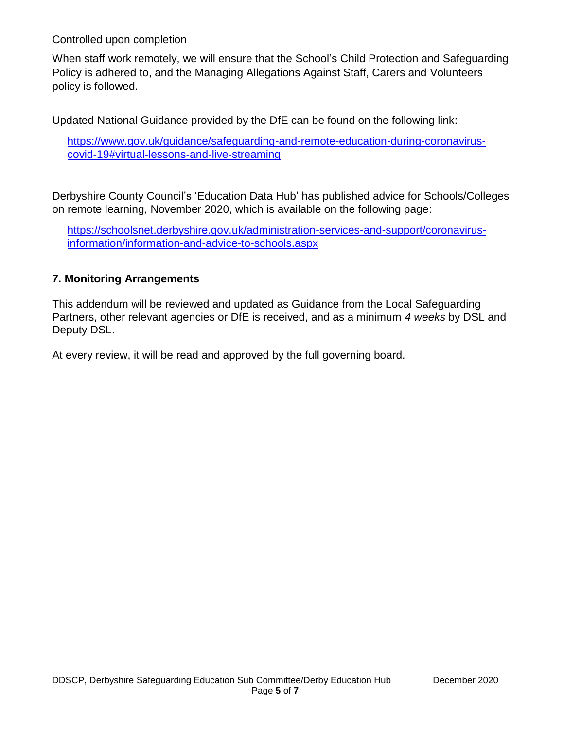Controlled upon completion

When staff work remotely, we will ensure that the School's Child Protection and Safeguarding Policy is adhered to, and the Managing Allegations Against Staff, Carers and Volunteers policy is followed.

Updated National Guidance provided by the DfE can be found on the following link:

https://www.gov.uk/guidance/safeguarding-and-remote-education-during-coronavirus-covid-19#virtual-lessons-and-live-streaming

Derbyshire County Council's 'Education Data Hub' has published advice for Schools/Colleges on remote learning, November 2020, which is available on the following page:

https://schoolsnet.derbyshire.gov.uk/administration-services-and-support/coronavirus-information/information-and-advice-to-schools.aspx

## 7. Monitoring Arrangements

This addendum will be reviewed and updated as Guidance from the Local Safeguarding Partners, other relevant agencies or DfE is received, and as a minimum *4 weeks* by DSL and Deputy DSL.

At every review, it will be read and approved by the full governing board.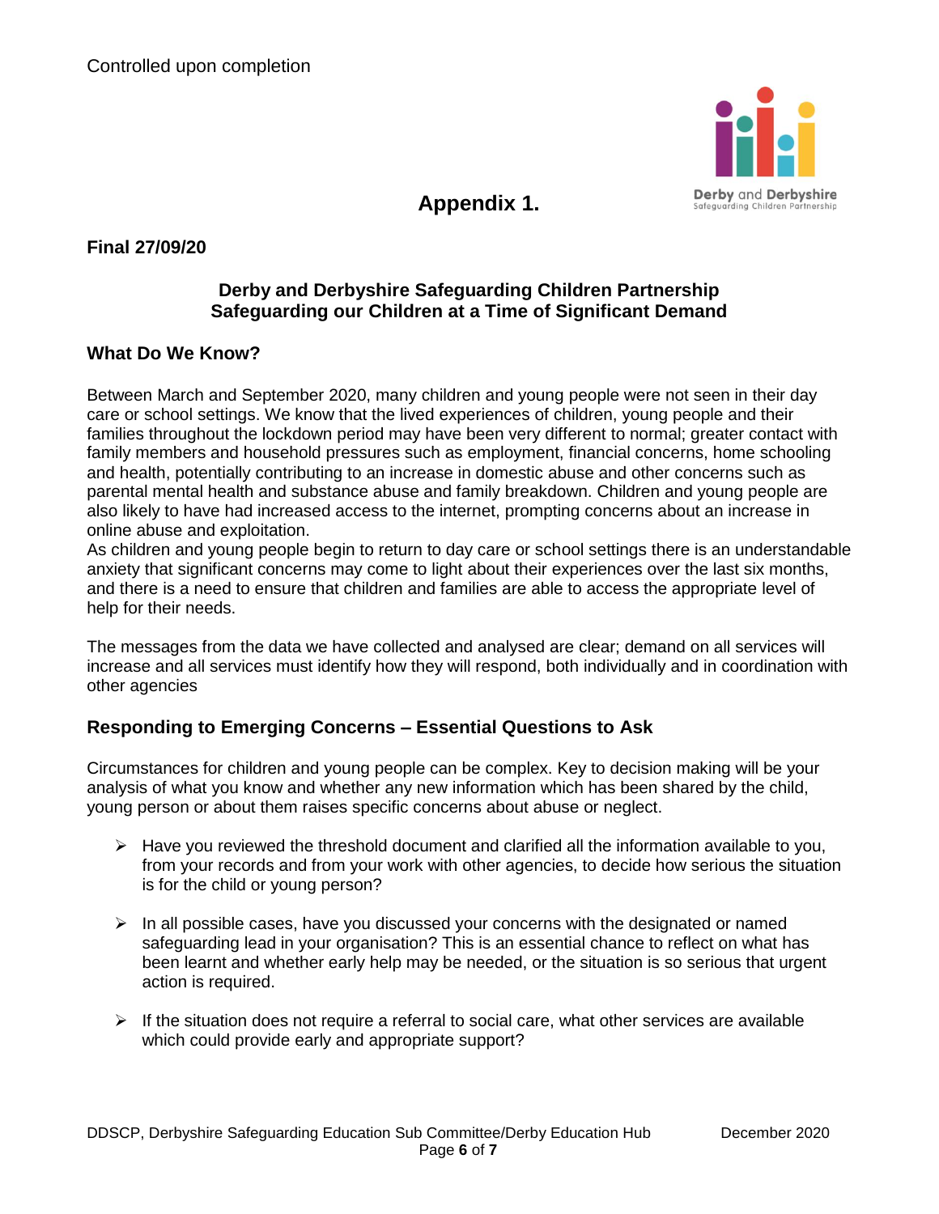Controlled upon completion

## Appendix 1.

**Final 27/09/20**

### Derby and Derbyshire Safeguarding Children Partnership
### Safeguarding our Children at a Time of Significant Demand

### What Do We Know?

Between March and September 2020, many children and young people were not seen in their day care or school settings. We know that the lived experiences of children, young people and their families throughout the lockdown period may have been very different to normal; greater contact with family members and household pressures such as employment, financial concerns, home schooling and health, potentially contributing to an increase in domestic abuse and other concerns such as parental mental health and substance abuse and family breakdown. Children and young people are also likely to have had increased access to the internet, prompting concerns about an increase in online abuse and exploitation.
As children and young people begin to return to day care or school settings there is an understandable anxiety that significant concerns may come to light about their experiences over the last six months, and there is a need to ensure that children and families are able to access the appropriate level of help for their needs.

The messages from the data we have collected and analysed are clear; demand on all services will increase and all services must identify how they will respond, both individually and in coordination with other agencies

### Responding to Emerging Concerns – Essential Questions to Ask

Circumstances for children and young people can be complex. Key to decision making will be your analysis of what you know and whether any new information which has been shared by the child, young person or about them raises specific concerns about abuse or neglect.

- Have you reviewed the threshold document and clarified all the information available to you, from your records and from your work with other agencies, to decide how serious the situation is for the child or young person?

- In all possible cases, have you discussed your concerns with the designated or named safeguarding lead in your organisation? This is an essential chance to reflect on what has been learnt and whether early help may be needed, or the situation is so serious that urgent action is required.

- If the situation does not require a referral to social care, what other services are available which could provide early and appropriate support?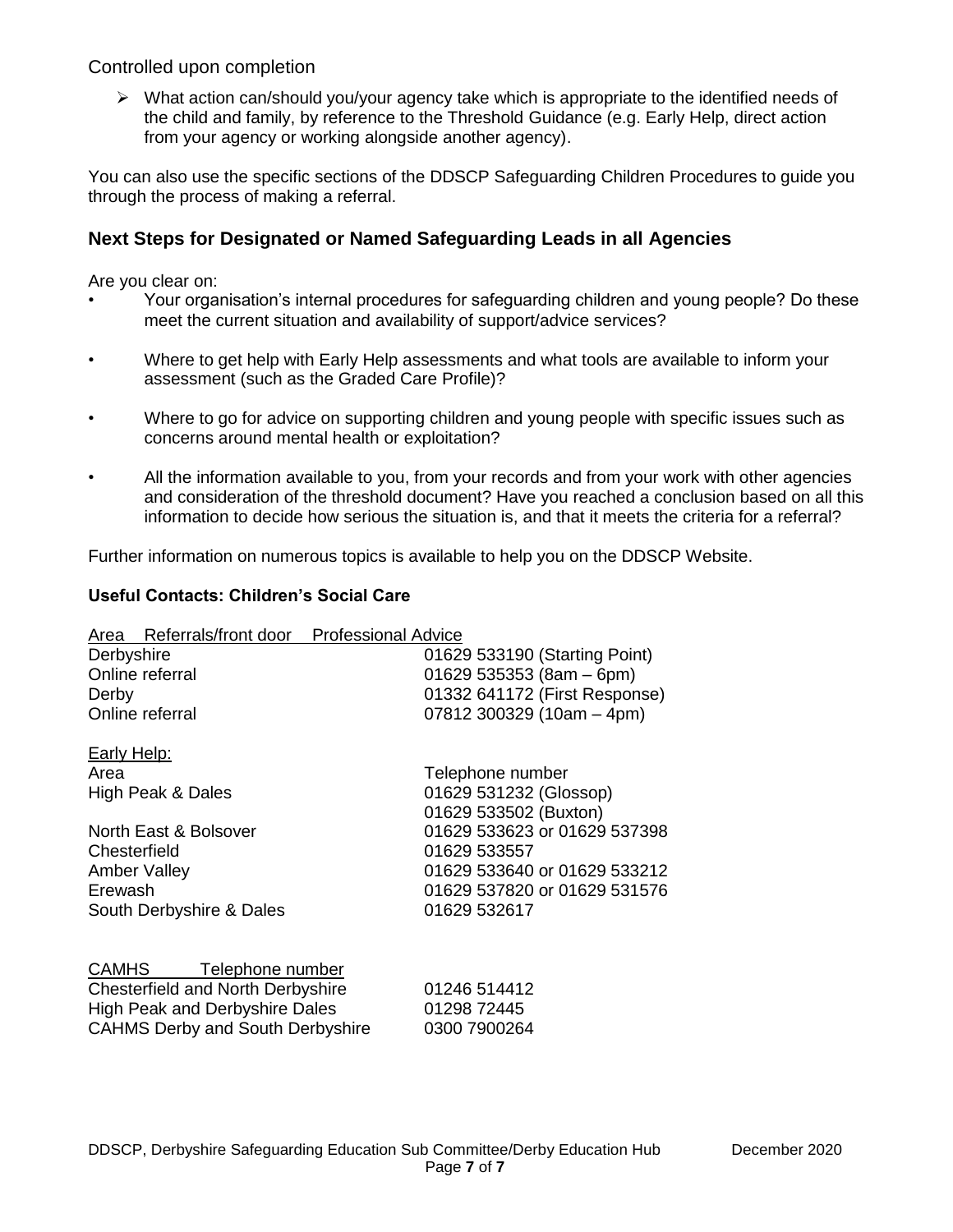Controlled upon completion

- What action can/should you/your agency take which is appropriate to the identified needs of the child and family, by reference to the Threshold Guidance (e.g. Early Help, direct action from your agency or working alongside another agency).

You can also use the specific sections of the DDSCP Safeguarding Children Procedures to guide you through the process of making a referral.

## Next Steps for Designated or Named Safeguarding Leads in all Agencies

Are you clear on:

- Your organisation's internal procedures for safeguarding children and young people? Do these meet the current situation and availability of support/advice services?
- Where to get help with Early Help assessments and what tools are available to inform your assessment (such as the Graded Care Profile)?
- Where to go for advice on supporting children and young people with specific issues such as concerns around mental health or exploitation?
- All the information available to you, from your records and from your work with other agencies and consideration of the threshold document? Have you reached a conclusion based on all this information to decide how serious the situation is, and that it meets the criteria for a referral?

Further information on numerous topics is available to help you on the DDSCP Website.

### Useful Contacts: Children's Social Care

| Area Referrals/front door | Professional Advice |
| --- | --- |
| Derbyshire | 01629 533190 (Starting Point) |
| Online referral | 01629 535353 (8am – 6pm) |
| Derby | 01332 641172 (First Response) |
| Online referral | 07812 300329 (10am – 4pm) |

Early Help:

| Area | Telephone number |
| --- | --- |
| High Peak & Dales | 01629 531232 (Glossop)<br>01629 533502 (Buxton) |
| North East & Bolsover | 01629 533623 or 01629 537398 |
| Chesterfield | 01629 533557 |
| Amber Valley | 01629 533640 or 01629 533212 |
| Erewash | 01629 537820 or 01629 531576 |
| South Derbyshire & Dales | 01629 532617 |

| CAMHS | Telephone number |
| --- | --- |
| Chesterfield and North Derbyshire | 01246 514412 |
| High Peak and Derbyshire Dales | 01298 72445 |
| CAHMS Derby and South Derbyshire | 0300 7900264 |

DDSCP, Derbyshire Safeguarding Education Sub Committee/Derby Education Hub December 2020